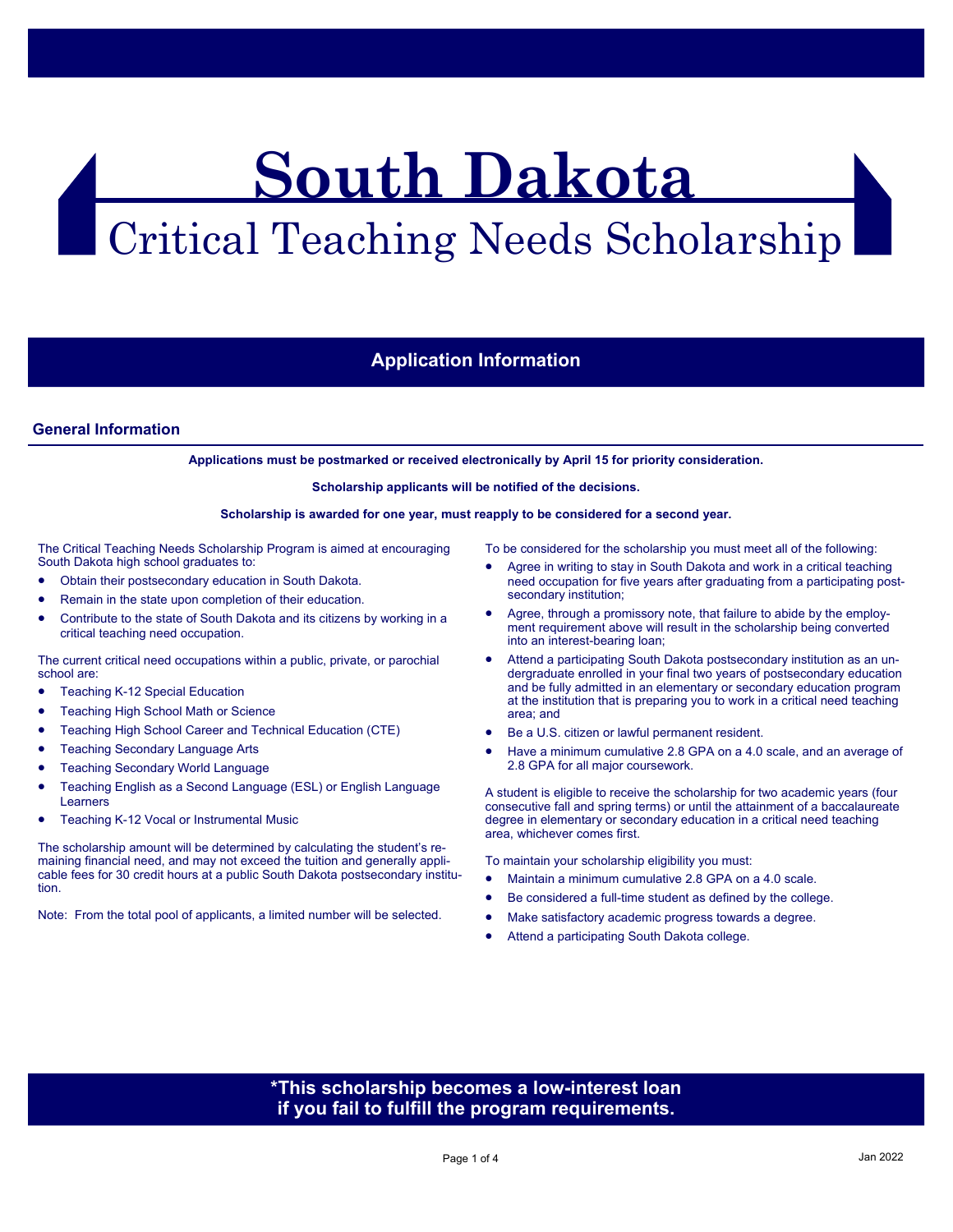# South Dakota

## Critical Teaching Needs Scholarship

## Application Information

### General Information

**Applications must be postmarked or received electronically by April 15 for priority consideration.**

**Scholarship applicants will be notified of the decisions.**

**Scholarship is awarded for one year, must reapply to be considered for a second year.**

The Critical Teaching Needs Scholarship Program is aimed at encouraging South Dakota high school graduates to:

- Obtain their postsecondary education in South Dakota.
- Remain in the state upon completion of their education.
- Contribute to the state of South Dakota and its citizens by working in a critical teaching need occupation.

The current critical need occupations within a public, private, or parochial school are:

- Teaching K-12 Special Education
- Teaching High School Math or Science
- Teaching High School Career and Technical Education (CTE)
- Teaching Secondary Language Arts
- Teaching Secondary World Language
- Teaching English as a Second Language (ESL) or English Language Learners
- Teaching K-12 Vocal or Instrumental Music

The scholarship amount will be determined by calculating the student's remaining financial need, and may not exceed the tuition and generally applicable fees for 30 credit hours at a public South Dakota postsecondary institution.

Note: From the total pool of applicants, a limited number will be selected.

To be considered for the scholarship you must meet all of the following:

- Agree in writing to stay in South Dakota and work in a critical teaching need occupation for five years after graduating from a participating postsecondary institution;
- Agree, through a promissory note, that failure to abide by the employment requirement above will result in the scholarship being converted into an interest-bearing loan;
- Attend a participating South Dakota postsecondary institution as an undergraduate enrolled in your final two years of postsecondary education and be fully admitted in an elementary or secondary education program at the institution that is preparing you to work in a critical need teaching area; and
- Be a U.S. citizen or lawful permanent resident.
- Have a minimum cumulative 2.8 GPA on a 4.0 scale, and an average of 2.8 GPA for all major coursework.

A student is eligible to receive the scholarship for two academic years (four consecutive fall and spring terms) or until the attainment of a baccalaureate degree in elementary or secondary education in a critical need teaching area, whichever comes first.

To maintain your scholarship eligibility you must:

- Maintain a minimum cumulative 2.8 GPA on a 4.0 scale.
- Be considered a full-time student as defined by the college.
- Make satisfactory academic progress towards a degree.
- Attend a participating South Dakota college.

**\*This scholarship becomes a low-interest loan if you fail to fulfill the program requirements.**

Jan 2022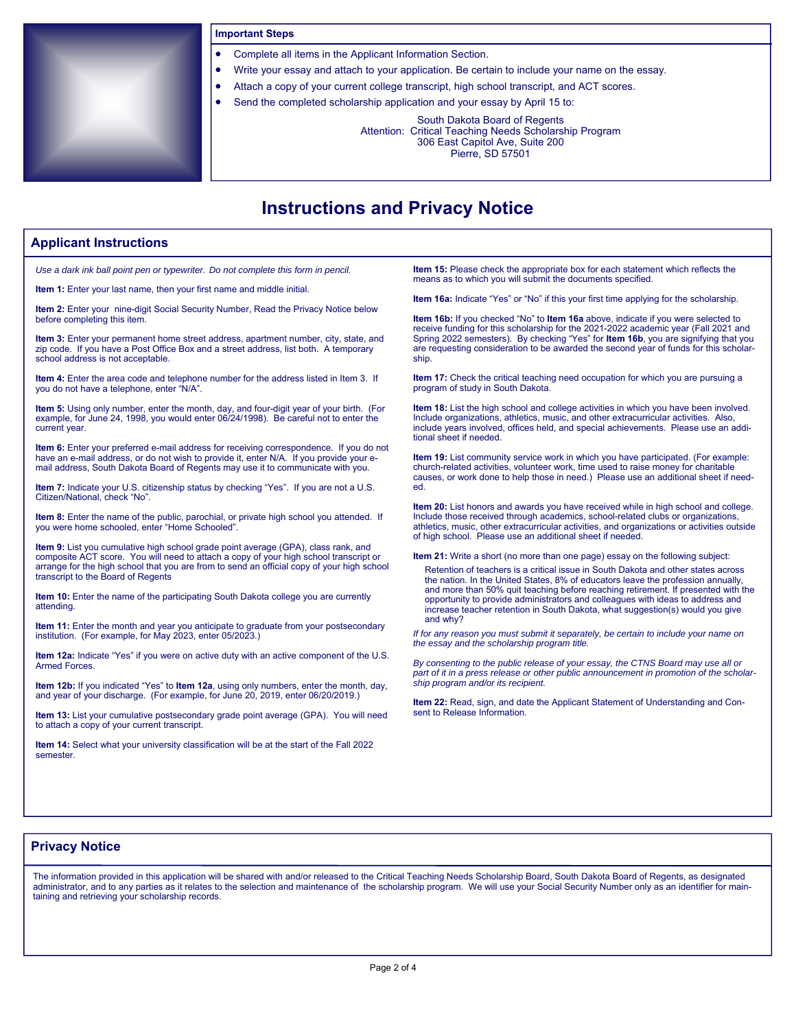**Important Steps**

- Complete all items in the Applicant Information Section.
- Write your essay and attach to your application. Be certain to include your name on the essay.
- Attach a copy of your current college transcript, high school transcript, and ACT scores.
- Send the completed scholarship application and your essay by April 15 to:

South Dakota Board of Regents
Attention: Critical Teaching Needs Scholarship Program
306 East Capitol Ave, Suite 200
Pierre, SD 57501

# Instructions and Privacy Notice

## Applicant Instructions

*Use a dark ink ball point pen or typewriter. Do not complete this form in pencil.*

**Item 1:** Enter your last name, then your first name and middle initial.

**Item 2:** Enter your nine-digit Social Security Number, Read the Privacy Notice below before completing this item.

**Item 3:** Enter your permanent home street address, apartment number, city, state, and zip code. If you have a Post Office Box and a street address, list both. A temporary school address is not acceptable.

**Item 4:** Enter the area code and telephone number for the address listed in Item 3. If you do not have a telephone, enter "N/A".

**Item 5:** Using only number, enter the month, day, and four-digit year of your birth. (For example, for June 24, 1998, you would enter 06/24/1998). Be careful not to enter the current year.

**Item 6:** Enter your preferred e-mail address for receiving correspondence. If you do not have an e-mail address, or do not wish to provide it, enter N/A. If you provide your e-mail address, South Dakota Board of Regents may use it to communicate with you.

**Item 7:** Indicate your U.S. citizenship status by checking "Yes". If you are not a U.S. Citizen/National, check "No".

**Item 8:** Enter the name of the public, parochial, or private high school you attended. If you were home schooled, enter "Home Schooled".

**Item 9:** List you cumulative high school grade point average (GPA), class rank, and composite ACT score. You will need to attach a copy of your high school transcript or arrange for the high school that you are from to send an official copy of your high school transcript to the Board of Regents

**Item 10:** Enter the name of the participating South Dakota college you are currently attending.

**Item 11:** Enter the month and year you anticipate to graduate from your postsecondary institution. (For example, for May 2023, enter 05/2023.)

**Item 12a:** Indicate "Yes" if you were on active duty with an active component of the U.S. Armed Forces.

**Item 12b:** If you indicated "Yes" to **Item 12a**, using only numbers, enter the month, day, and year of your discharge. (For example, for June 20, 2019, enter 06/20/2019.)

**Item 13:** List your cumulative postsecondary grade point average (GPA). You will need to attach a copy of your current transcript.

**Item 14:** Select what your university classification will be at the start of the Fall 2022 semester.

**Item 15:** Please check the appropriate box for each statement which reflects the means as to which you will submit the documents specified.

**Item 16a:** Indicate "Yes" or "No" if this your first time applying for the scholarship.

**Item 16b:** If you checked "No" to **Item 16a** above, indicate if you were selected to receive funding for this scholarship for the 2021-2022 academic year (Fall 2021 and Spring 2022 semesters). By checking "Yes" for **Item 16b**, you are signifying that you are requesting consideration to be awarded the second year of funds for this scholarship.

**Item 17:** Check the critical teaching need occupation for which you are pursuing a program of study in South Dakota.

**Item 18:** List the high school and college activities in which you have been involved. Include organizations, athletics, music, and other extracurricular activities. Also, include years involved, offices held, and special achievements. Please use an additional sheet if needed.

**Item 19:** List community service work in which you have participated. (For example: church-related activities, volunteer work, time used to raise money for charitable causes, or work done to help those in need.) Please use an additional sheet if needed.

**Item 20:** List honors and awards you have received while in high school and college. Include those received through academics, school-related clubs or organizations, athletics, music, other extracurricular activities, and organizations or activities outside of high school. Please use an additional sheet if needed.

**Item 21:** Write a short (no more than one page) essay on the following subject:

> Retention of teachers is a critical issue in South Dakota and other states across the nation. In the United States, 8% of educators leave the profession annually, and more than 50% quit teaching before reaching retirement. If presented with the opportunity to provide administrators and colleagues with ideas to address and increase teacher retention in South Dakota, what suggestion(s) would you give and why?

*If for any reason you must submit it separately, be certain to include your name on the essay and the scholarship program title.*

*By consenting to the public release of your essay, the CTNS Board may use all or part of it in a press release or other public announcement in promotion of the scholarship program and/or its recipient.*

**Item 22:** Read, sign, and date the Applicant Statement of Understanding and Consent to Release Information.

## Privacy Notice

The information provided in this application will be shared with and/or released to the Critical Teaching Needs Scholarship Board, South Dakota Board of Regents, as designated administrator, and to any parties as it relates to the selection and maintenance of the scholarship program. We will use your Social Security Number only as an identifier for maintaining and retrieving your scholarship records.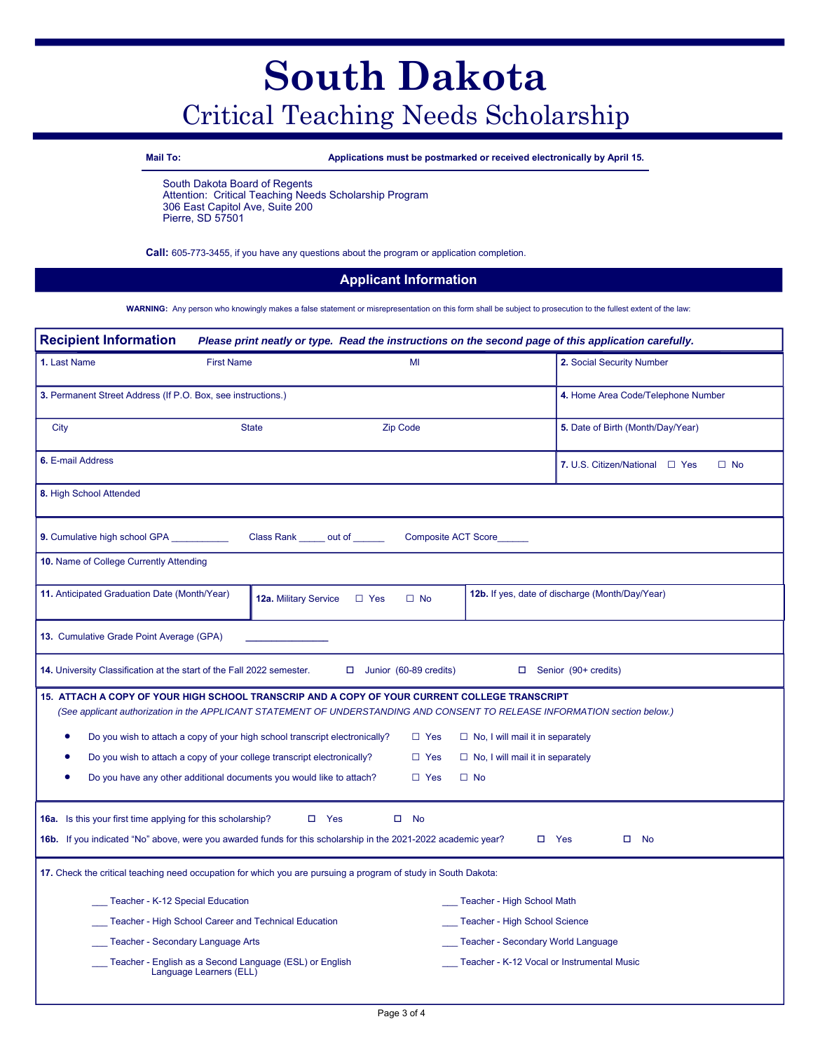# South Dakota

## Critical Teaching Needs Scholarship

**Mail To:** **Applications must be postmarked or received electronically by April 15.**

South Dakota Board of Regents
Attention: Critical Teaching Needs Scholarship Program
306 East Capitol Ave, Suite 200
Pierre, SD 57501

**Call:** 605-773-3455, if you have any questions about the program or application completion.

## Applicant Information

**WARNING:** Any person who knowingly makes a false statement or misrepresentation on this form shall be subject to prosecution to the fullest extent of the law:

### Recipient Information

***Please print neatly or type. Read the instructions on the second page of this application carefully.***

| | |
|---|---|
| **1.** Last Name First Name MI | **2.** Social Security Number |
| **3.** Permanent Street Address (If P.O. Box, see instructions.) | **4.** Home Area Code/Telephone Number |
| City State Zip Code | **5.** Date of Birth (Month/Day/Year) |
| **6.** E-mail Address | **7.** U.S. Citizen/National ☐ Yes ☐ No |

**8.** High School Attended

**9.** Cumulative high school GPA ___________ Class Rank _____ out of ______ Composite ACT Score______

**10.** Name of College Currently Attending

| | | |
|---|---|---|
| **11.** Anticipated Graduation Date (Month/Year) | **12a.** Military Service ☐ Yes ☐ No | **12b.** If yes, date of discharge (Month/Day/Year) |

**13.** Cumulative Grade Point Average (GPA) _______________

**14.** University Classification at the start of the Fall 2022 semester. ☐ Junior (60-89 credits) ☐ Senior (90+ credits)

**15. ATTACH A COPY OF YOUR HIGH SCHOOL TRANSCRIPT AND A COPY OF YOUR CURRENT COLLEGE TRANSCRIPT**
*(See applicant authorization in the APPLICANT STATEMENT OF UNDERSTANDING AND CONSENT TO RELEASE INFORMATION section below.)*

- Do you wish to attach a copy of your high school transcript electronically? ☐ Yes ☐ No, I will mail it in separately
- Do you wish to attach a copy of your college transcript electronically? ☐ Yes ☐ No, I will mail it in separately
- Do you have any other additional documents you would like to attach? ☐ Yes ☐ No

**16a.** Is this your first time applying for this scholarship? ☐ Yes ☐ No

**16b.** If you indicated "No" above, were you awarded funds for this scholarship in the 2021-2022 academic year? ☐ Yes ☐ No

**17.** Check the critical teaching need occupation for which you are pursuing a program of study in South Dakota:

___ Teacher - K-12 Special Education
___ Teacher - High School Career and Technical Education
___ Teacher - Secondary Language Arts
___ Teacher - English as a Second Language (ESL) or English Language Learners (ELL)
___ Teacher - High School Math
___ Teacher - High School Science
___ Teacher - Secondary World Language
___ Teacher - K-12 Vocal or Instrumental Music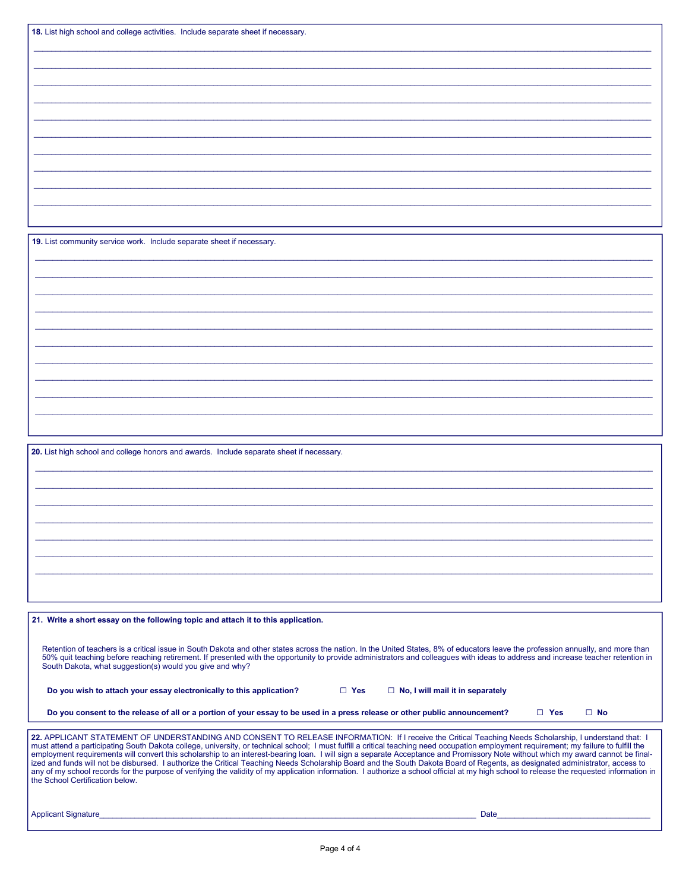**18.** List high school and college activities. Include separate sheet if necessary.

**19.** List community service work. Include separate sheet if necessary.

**20.** List high school and college honors and awards. Include separate sheet if necessary.

**21. Write a short essay on the following topic and attach it to this application.**

Retention of teachers is a critical issue in South Dakota and other states across the nation. In the United States, 8% of educators leave the profession annually, and more than 50% quit teaching before reaching retirement. If presented with the opportunity to provide administrators and colleagues with ideas to address and increase teacher retention in South Dakota, what suggestion(s) would you give and why?

**Do you wish to attach your essay electronically to this application?** ☐ **Yes** ☐ **No, I will mail it in separately**

**Do you consent to the release of all or a portion of your essay to be used in a press release or other public announcement?** ☐ **Yes** ☐ **No**

**22.** APPLICANT STATEMENT OF UNDERSTANDING AND CONSENT TO RELEASE INFORMATION: If I receive the Critical Teaching Needs Scholarship, I understand that: I must attend a participating South Dakota college, university, or technical school; I must fulfill a critical teaching need occupation employment requirement; my failure to fulfill the employment requirements will convert this scholarship to an interest-bearing loan. I will sign a separate Acceptance and Promissory Note without which my award cannot be finalized and funds will not be disbursed. I authorize the Critical Teaching Needs Scholarship Board and the South Dakota Board of Regents, as designated administrator, access to any of my school records for the purpose of verifying the validity of my application information. I authorize a school official at my high school to release the requested information in the School Certification below.

Applicant Signature____________________ Date____________________